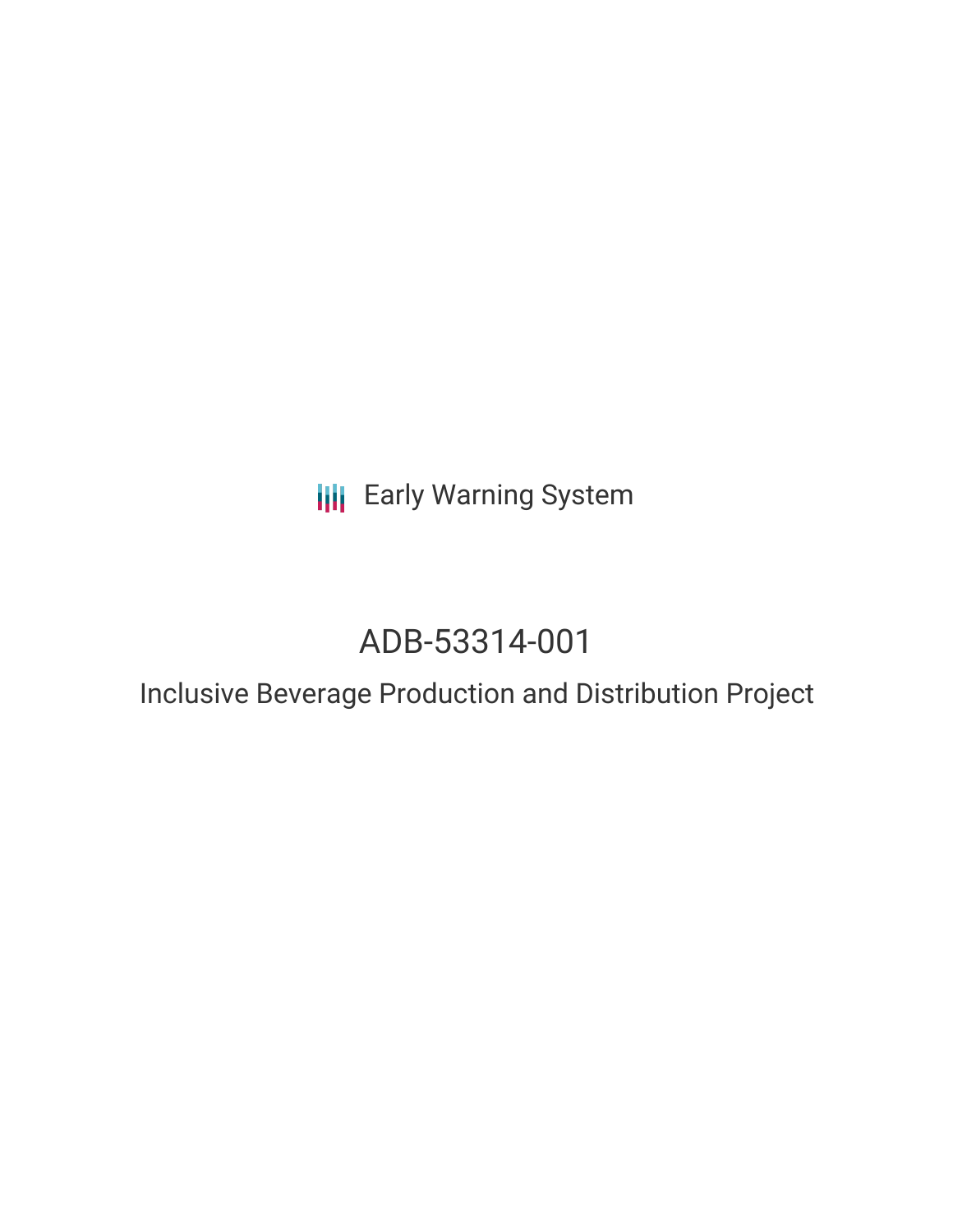Early Warning System

# ADB-53314-001

## Inclusive Beverage Production and Distribution Project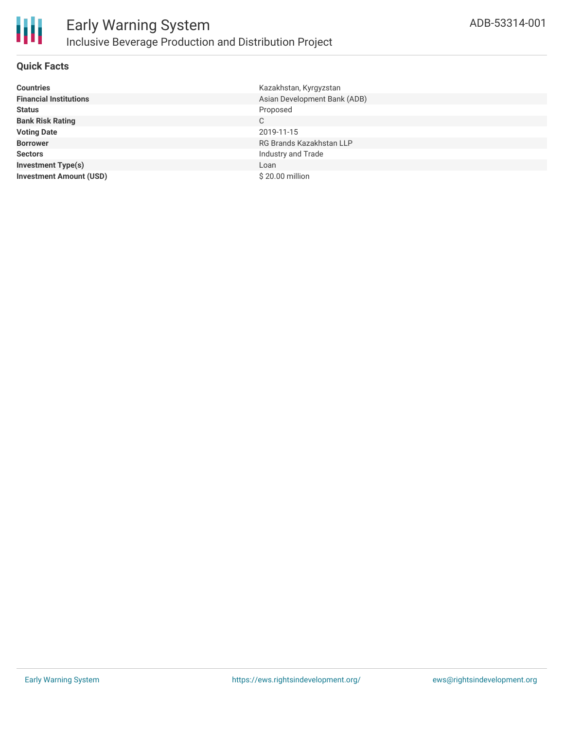# Early Warning System

## Inclusive Beverage Production and Distribution Project

ADB-53314-001

### Quick Facts

| | |
|---|---|
| **Countries** | Kazakhstan, Kyrgyzstan |
| **Financial Institutions** | Asian Development Bank (ADB) |
| **Status** | Proposed |
| **Bank Risk Rating** | C |
| **Voting Date** | 2019-11-15 |
| **Borrower** | RG Brands Kazakhstan LLP |
| **Sectors** | Industry and Trade |
| **Investment Type(s)** | Loan |
| **Investment Amount (USD)** | $ 20.00 million |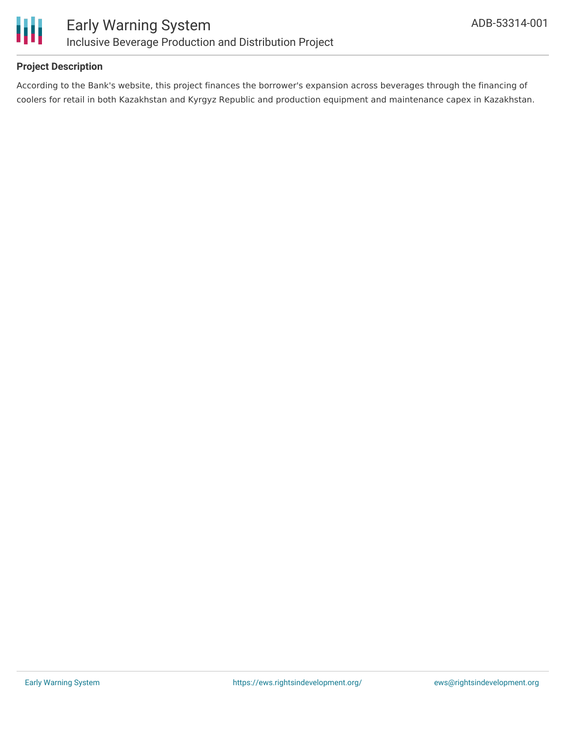## Project Description

According to the Bank's website, this project finances the borrower's expansion across beverages through the financing of coolers for retail in both Kazakhstan and Kyrgyz Republic and production equipment and maintenance capex in Kazakhstan.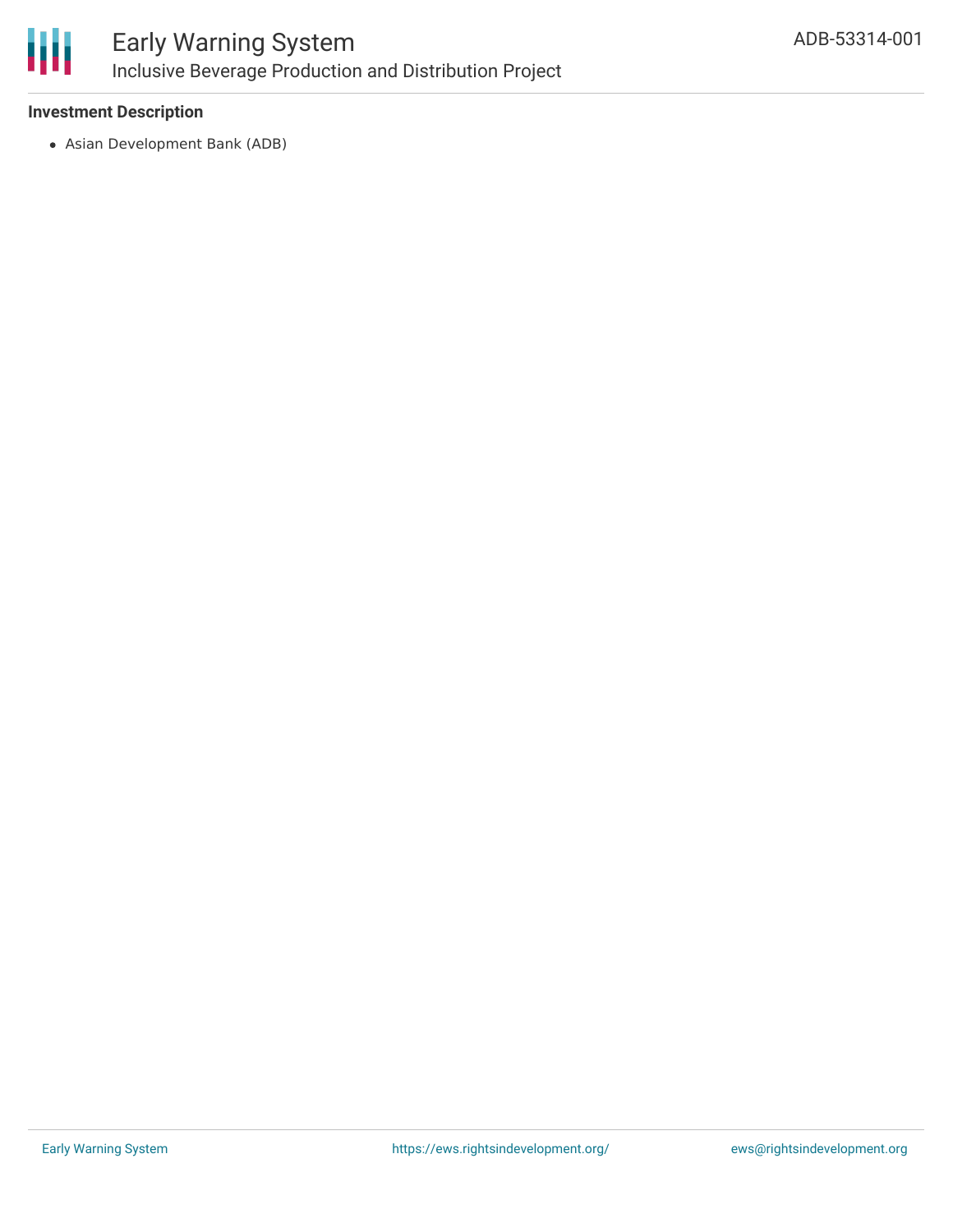### Investment Description

- Asian Development Bank (ADB)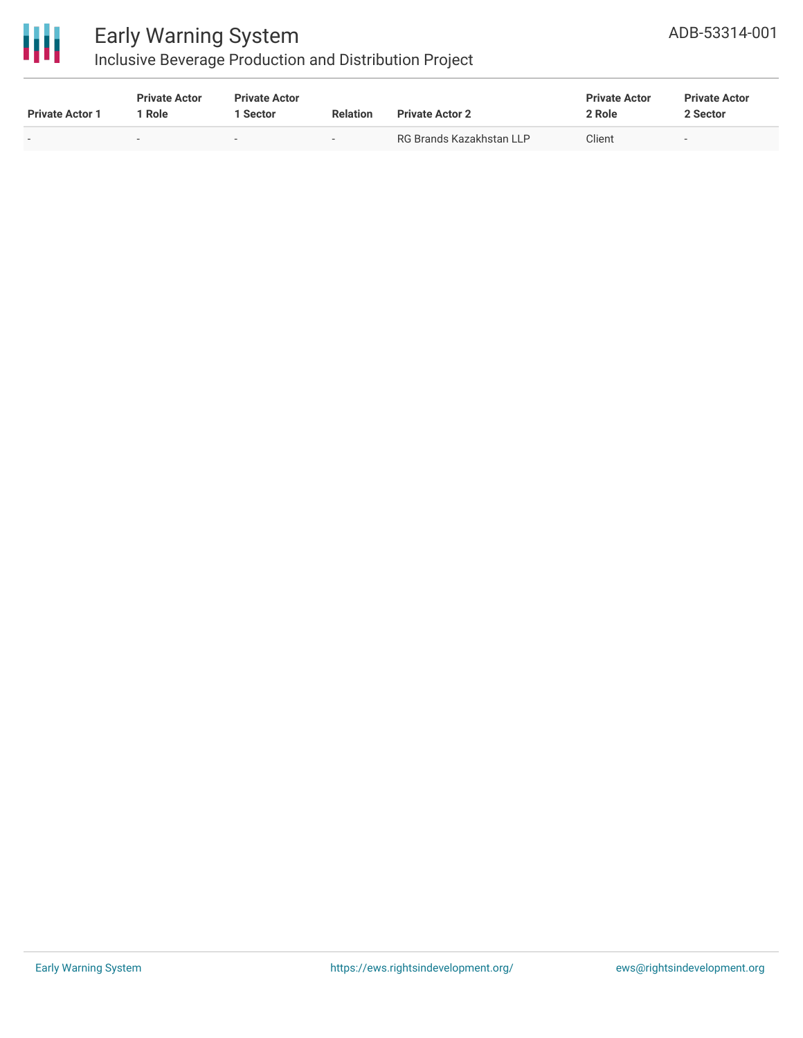| Private Actor 1 | Private Actor 1 Role | Private Actor 1 Sector | Relation | Private Actor 2 | Private Actor 2 Role | Private Actor 2 Sector |
|---|---|---|---|---|---|---|
| - | - | - | - | RG Brands Kazakhstan LLP | Client | - |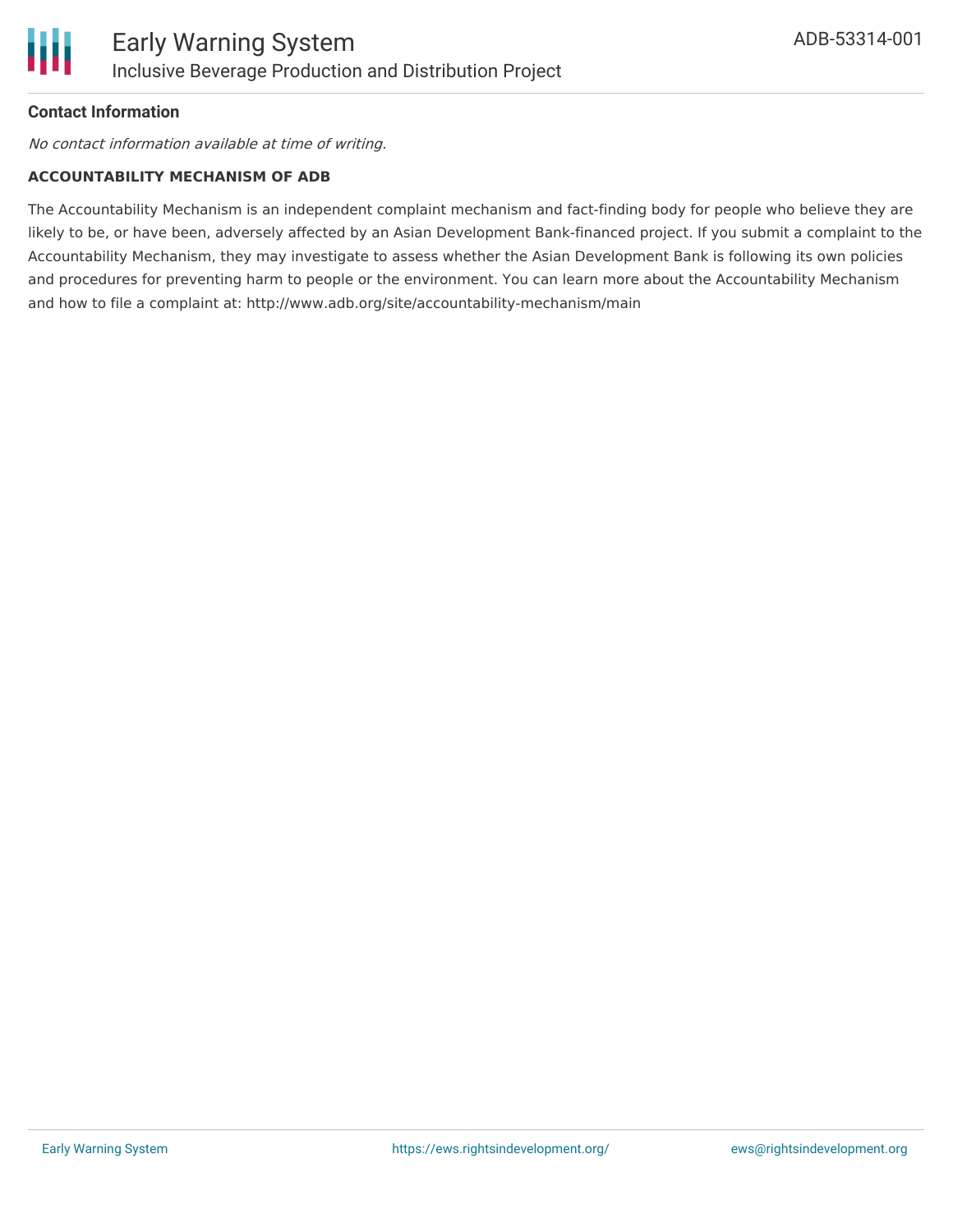**Contact Information**

*No contact information available at time of writing.*

**ACCOUNTABILITY MECHANISM OF ADB**

The Accountability Mechanism is an independent complaint mechanism and fact-finding body for people who believe they are likely to be, or have been, adversely affected by an Asian Development Bank-financed project. If you submit a complaint to the Accountability Mechanism, they may investigate to assess whether the Asian Development Bank is following its own policies and procedures for preventing harm to people or the environment. You can learn more about the Accountability Mechanism and how to file a complaint at: http://www.adb.org/site/accountability-mechanism/main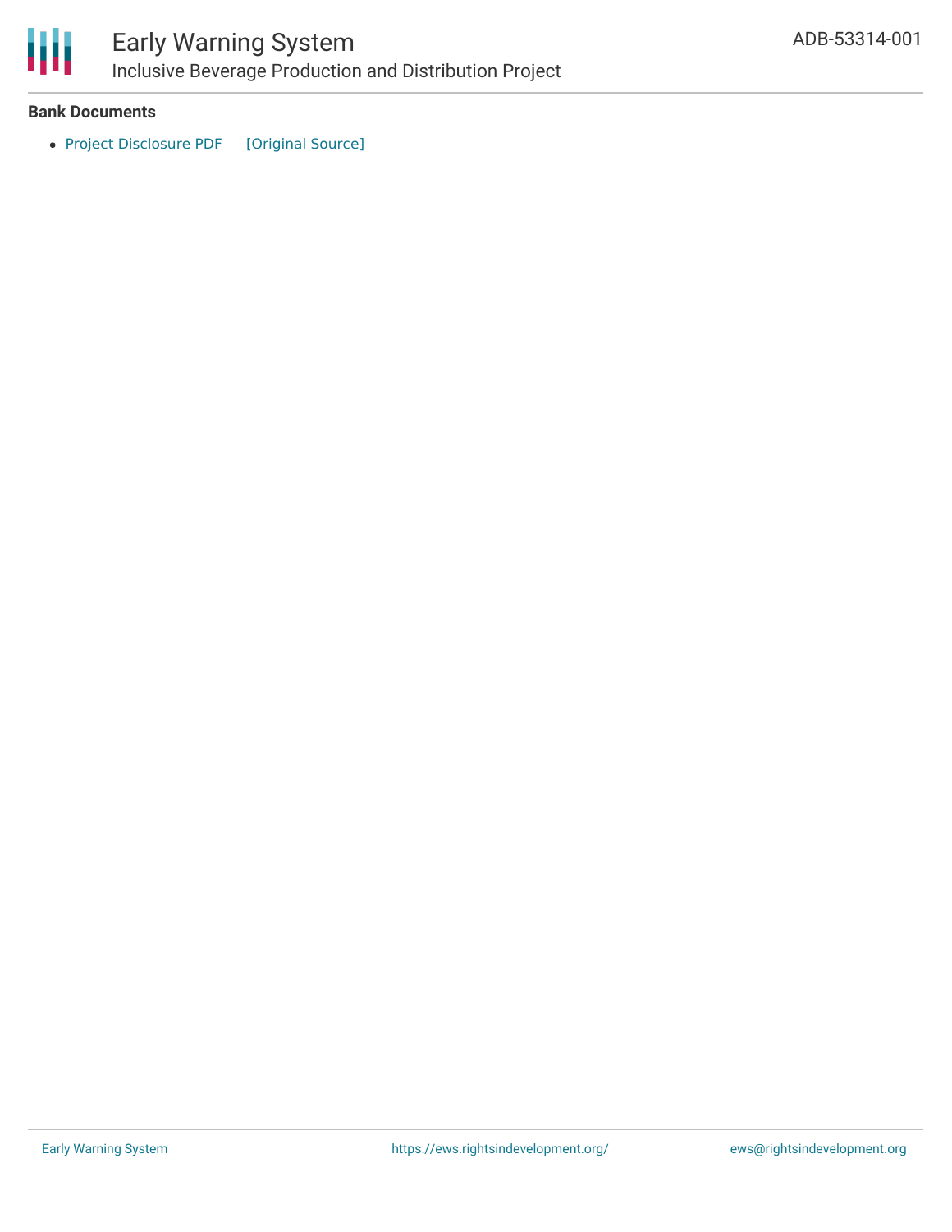**Bank Documents**

- Project Disclosure PDF [Original Source]